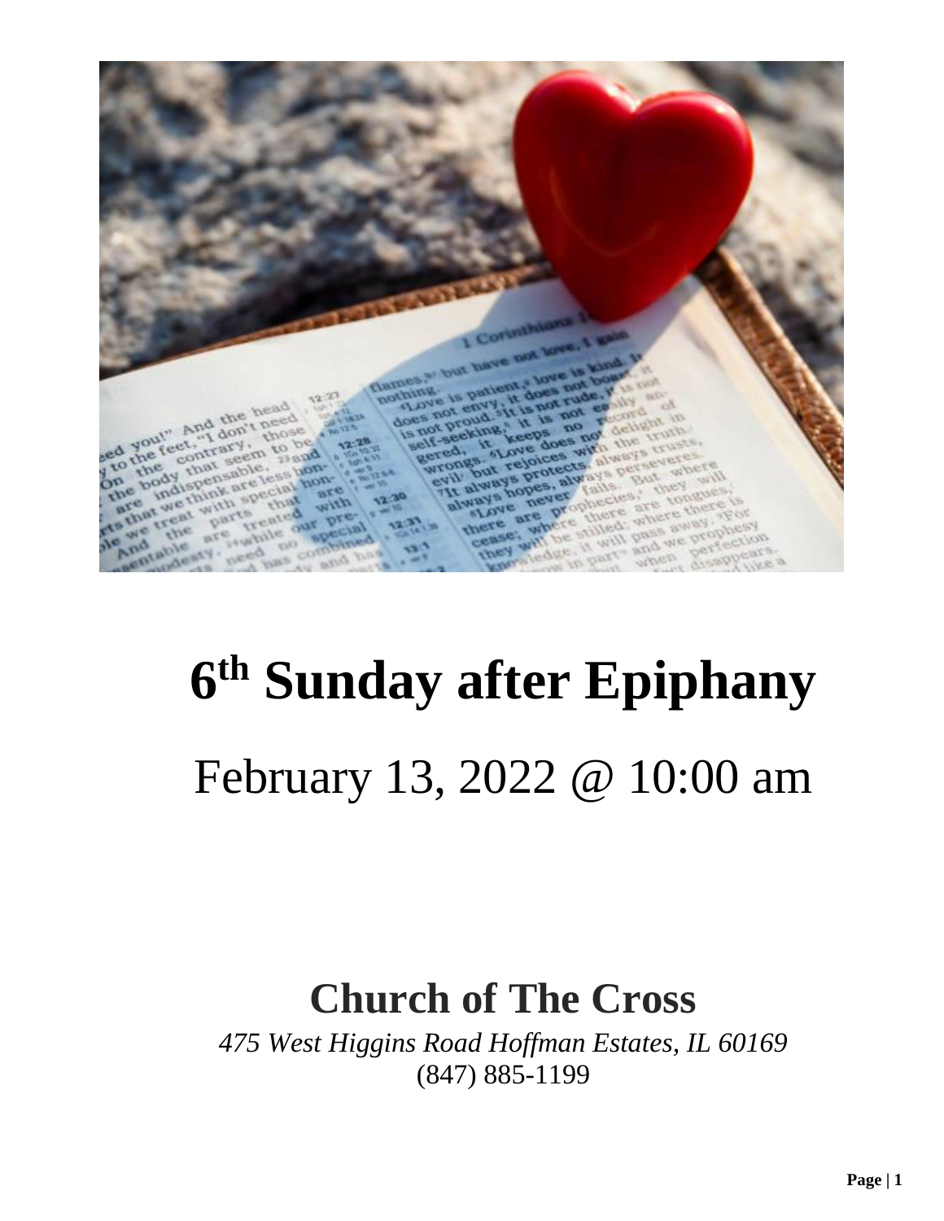# 6th Sunday after Epiphany

February 13, 2022 @ 10:00 am

## Church of The Cross

*475 West Higgins Road Hoffman Estates, IL 60169*

(847) 885-1199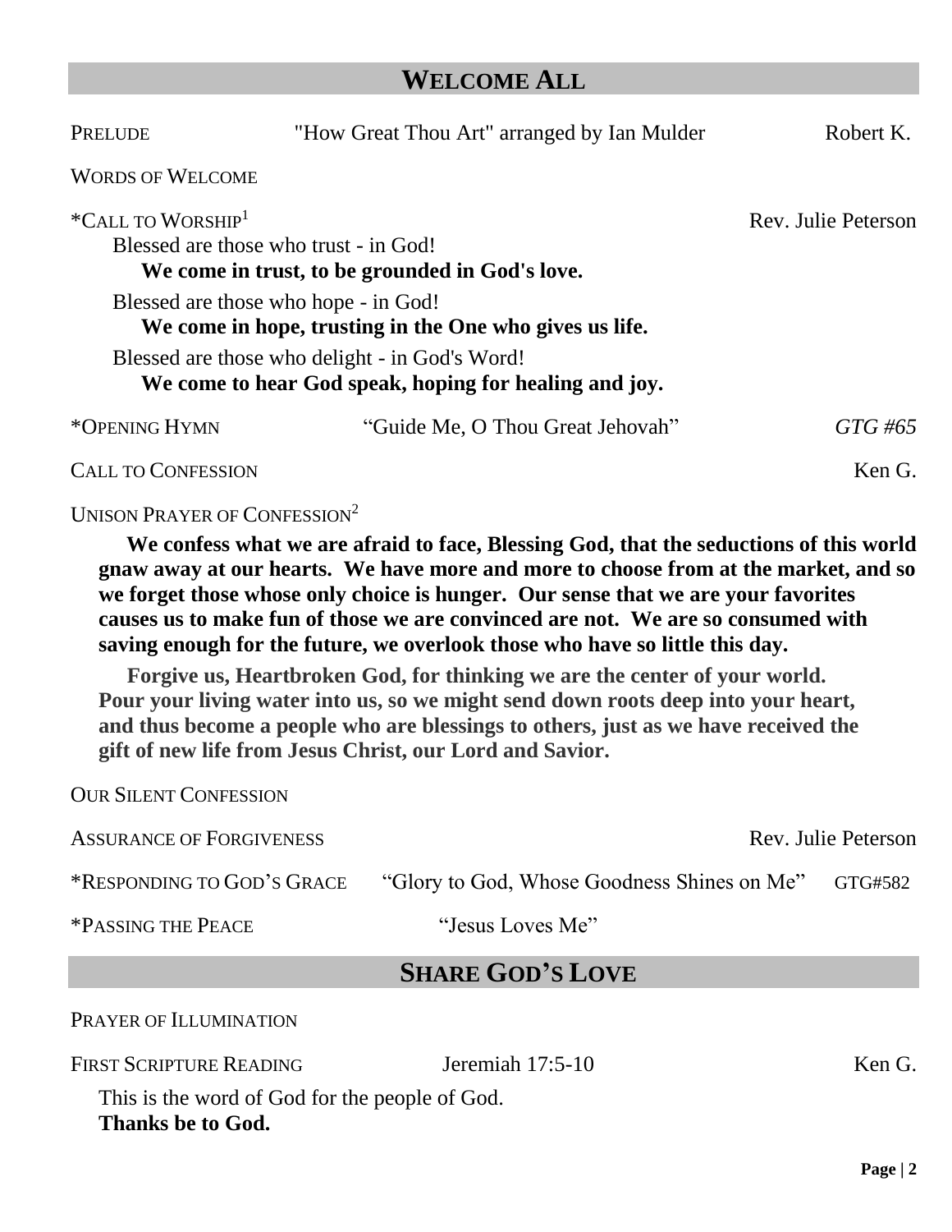## WELCOME ALL

PRELUDE "How Great Thou Art" arranged by Ian Mulder Robert K.

WORDS OF WELCOME

*CALL TO WORSHIP[1] Rev. Julie Peterson

Blessed are those who trust - in God!
**We come in trust, to be grounded in God's love.**

Blessed are those who hope - in God!
**We come in hope, trusting in the One who gives us life.**

Blessed are those who delight - in God's Word!
**We come to hear God speak, hoping for healing and joy.**

*OPENING HYMN "Guide Me, O Thou Great Jehovah" *GTG #65*

CALL TO CONFESSION Ken G.

UNISON PRAYER OF CONFESSION[2]

**We confess what we are afraid to face, Blessing God, that the seductions of this world gnaw away at our hearts. We have more and more to choose from at the market, and so we forget those whose only choice is hunger. Our sense that we are your favorites causes us to make fun of those we are convinced are not. We are so consumed with saving enough for the future, we overlook those who have so little this day.**

**Forgive us, Heartbroken God, for thinking we are the center of your world. Pour your living water into us, so we might send down roots deep into your heart, and thus become a people who are blessings to others, just as we have received the gift of new life from Jesus Christ, our Lord and Savior.**

OUR SILENT CONFESSION

ASSURANCE OF FORGIVENESS Rev. Julie Peterson

*RESPONDING TO GOD'S GRACE "Glory to God, Whose Goodness Shines on Me" GTG#582

*PASSING THE PEACE "Jesus Loves Me"

## SHARE GOD'S LOVE

PRAYER OF ILLUMINATION

FIRST SCRIPTURE READING Jeremiah 17:5-10 Ken G.

This is the word of God for the people of God.
**Thanks be to God.**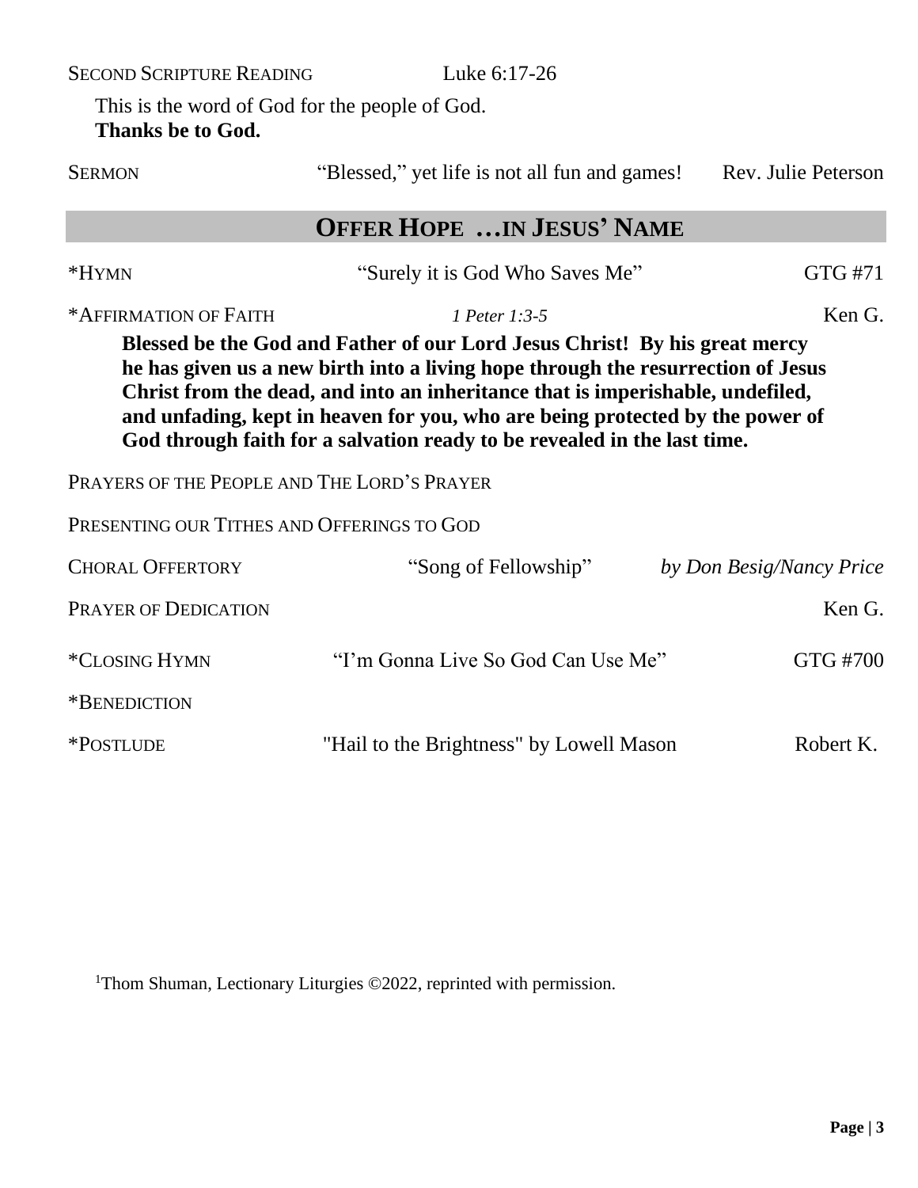SECOND SCRIPTURE READING Luke 6:17-26

This is the word of God for the people of God.
**Thanks be to God.**

SERMON “Blessed,” yet life is not all fun and games! Rev. Julie Peterson

## OFFER HOPE …IN JESUS’ NAME

*HYMN “Surely it is God Who Saves Me” GTG #71

*AFFIRMATION OF FAITH *1 Peter 1:3-5* Ken G.

**Blessed be the God and Father of our Lord Jesus Christ! By his great mercy he has given us a new birth into a living hope through the resurrection of Jesus Christ from the dead, and into an inheritance that is imperishable, undefiled, and unfading, kept in heaven for you, who are being protected by the power of God through faith for a salvation ready to be revealed in the last time.**

PRAYERS OF THE PEOPLE AND THE LORD’S PRAYER

PRESENTING OUR TITHES AND OFFERINGS TO GOD

CHORAL OFFERTORY “Song of Fellowship” *by Don Besig/Nancy Price*

PRAYER OF DEDICATION Ken G.

*CLOSING HYMN “I’m Gonna Live So God Can Use Me” GTG #700

*BENEDICTION

*POSTLUDE "Hail to the Brightness" by Lowell Mason Robert K.

[1]Thom Shuman, Lectionary Liturgies ©2022, reprinted with permission.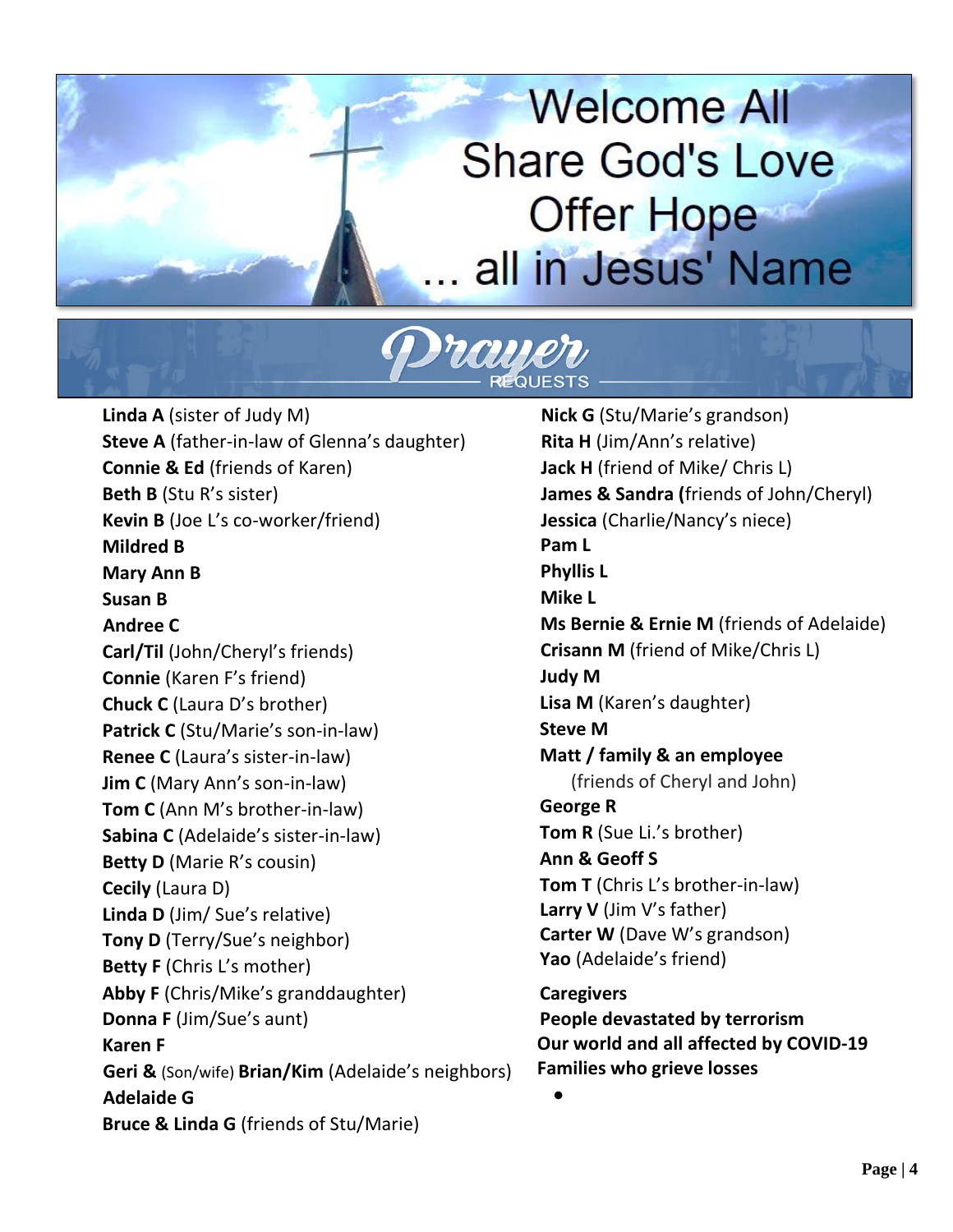# Welcome All
# Share God's Love
# Offer Hope
# ... all in Jesus' Name

## Prayer REQUESTS

**Linda A** (sister of Judy M)
**Steve A** (father-in-law of Glenna's daughter)
**Connie & Ed** (friends of Karen)
**Beth B** (Stu R's sister)
**Kevin B** (Joe L's co-worker/friend)
**Mildred B**
**Mary Ann B**
**Susan B**
**Andree C**
**Carl/Til** (John/Cheryl's friends)
**Connie** (Karen F's friend)
**Chuck C** (Laura D's brother)
**Patrick C** (Stu/Marie's son-in-law)
**Renee C** (Laura's sister-in-law)
**Jim C** (Mary Ann's son-in-law)
**Tom C** (Ann M's brother-in-law)
**Sabina C** (Adelaide's sister-in-law)
**Betty D** (Marie R's cousin)
**Cecily** (Laura D)
**Linda D** (Jim/ Sue's relative)
**Tony D** (Terry/Sue's neighbor)
**Betty F** (Chris L's mother)
**Abby F** (Chris/Mike's granddaughter)
**Donna F** (Jim/Sue's aunt)
**Karen F**
**Geri &** (Son/wife) **Brian/Kim** (Adelaide's neighbors)
**Adelaide G**
**Bruce & Linda G** (friends of Stu/Marie)
**Nick G** (Stu/Marie's grandson)
**Rita H** (Jim/Ann's relative)
**Jack H** (friend of Mike/ Chris L)
**James & Sandra (**friends of John/Cheryl)
**Jessica** (Charlie/Nancy's niece)
**Pam L**
**Phyllis L**
**Mike L**
**Ms Bernie & Ernie M** (friends of Adelaide)
**Crisann M** (friend of Mike/Chris L)
**Judy M**
**Lisa M** (Karen's daughter)
**Steve M**
**Matt / family & an employee** (friends of Cheryl and John)
**George R**
**Tom R** (Sue Li.'s brother)
**Ann & Geoff S**
**Tom T** (Chris L's brother-in-law)
**Larry V** (Jim V's father)
**Carter W** (Dave W's grandson)
**Yao** (Adelaide's friend)

**Caregivers**
**People devastated by terrorism**
**Our world and all affected by COVID-19**
**Families who grieve losses**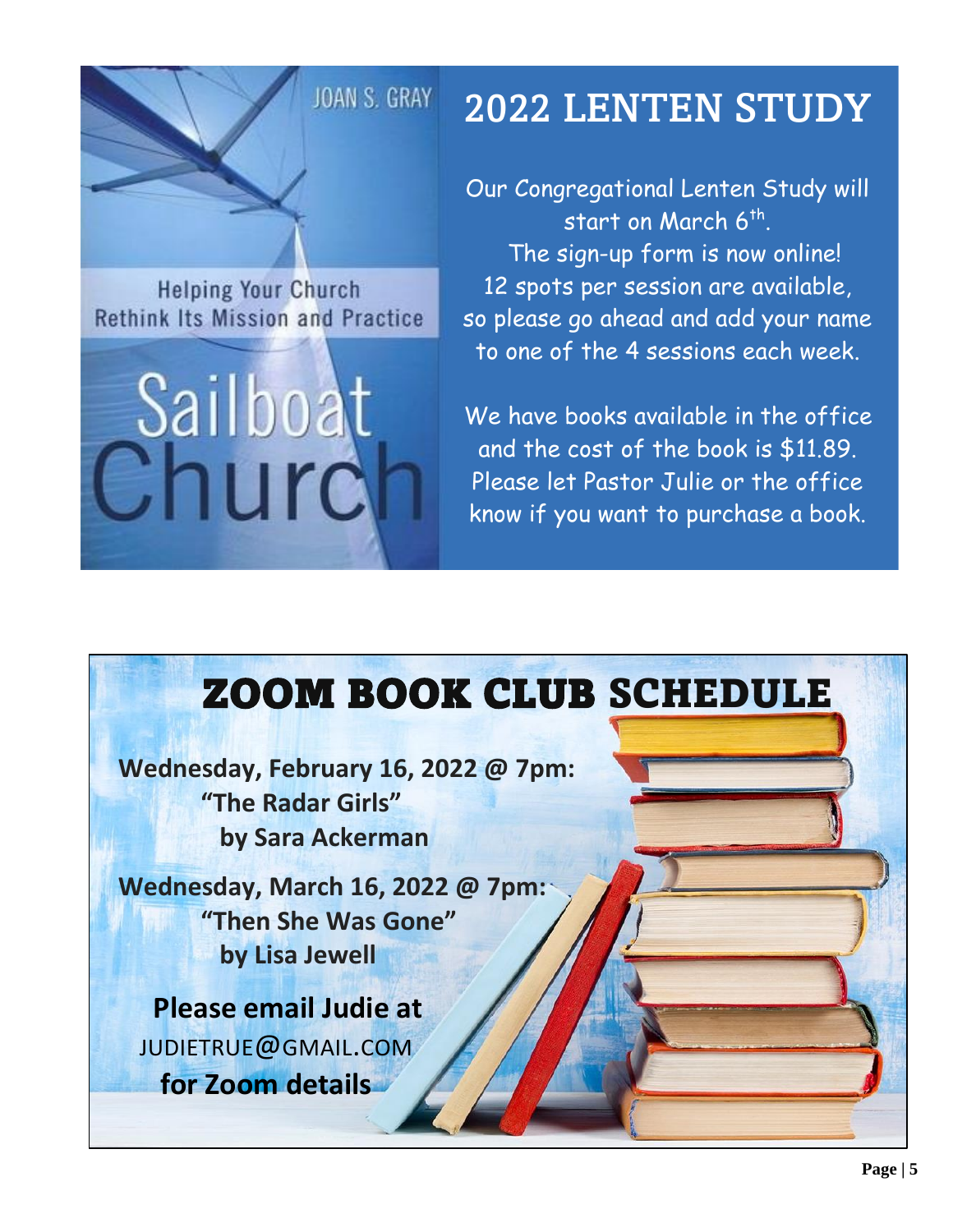JOAN S. GRAY

Helping Your Church Rethink Its Mission and Practice

Sailboat Church

# 2022 LENTEN STUDY

Our Congregational Lenten Study will start on March 6th.
The sign-up form is now online!
12 spots per session are available, so please go ahead and add your name to one of the 4 sessions each week.

We have books available in the office and the cost of the book is $11.89. Please let Pastor Julie or the office know if you want to purchase a book.

# ZOOM BOOK CLUB SCHEDULE

**Wednesday, February 16, 2022 @ 7pm:**
**"The Radar Girls"**
**by Sara Ackerman**

**Wednesday, March 16, 2022 @ 7pm:**
**"Then She Was Gone"**
**by Lisa Jewell**

**Please email Judie at**
JUDIETRUE@GMAIL.COM
**for Zoom details**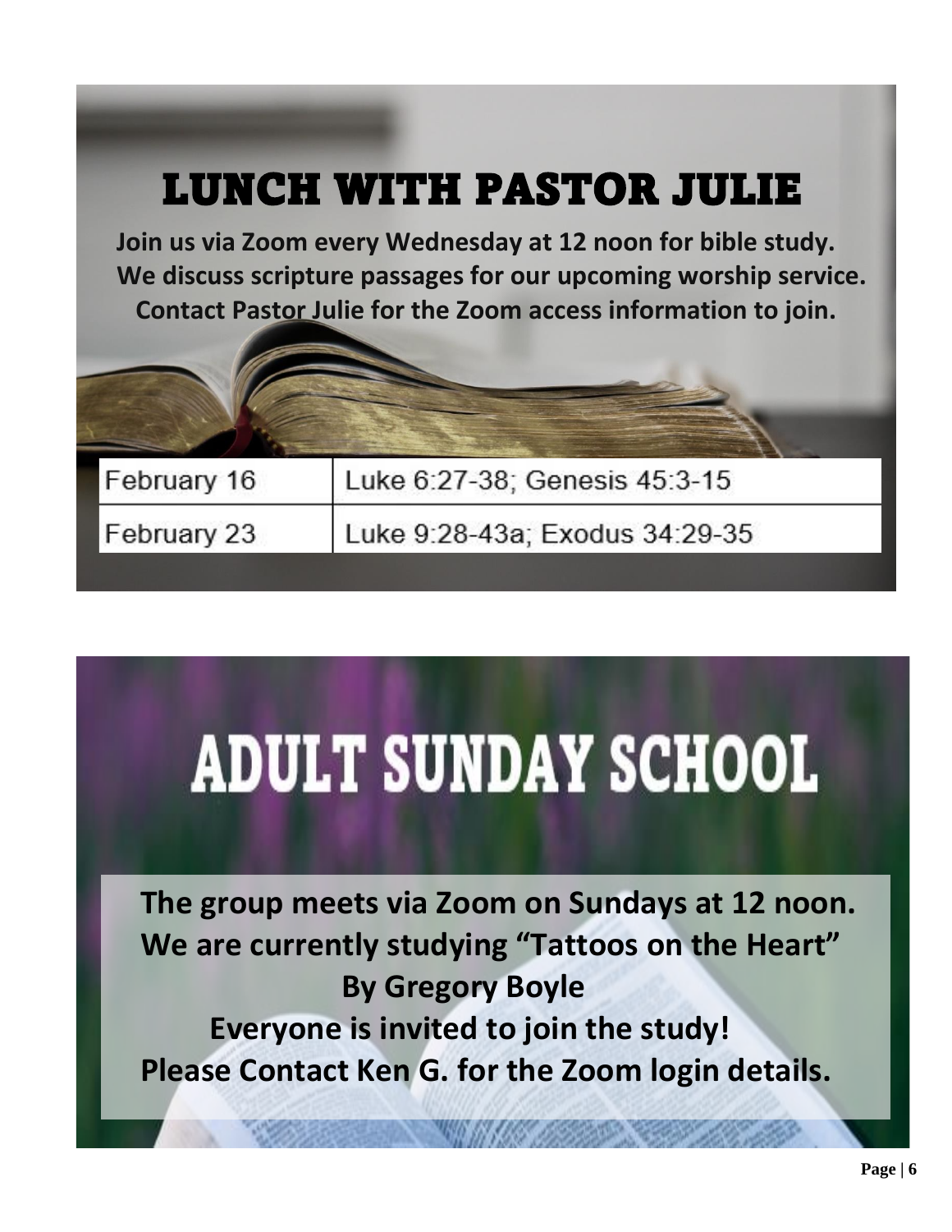# LUNCH WITH PASTOR JULIE

**Join us via Zoom every Wednesday at 12 noon for bible study. We discuss scripture passages for our upcoming worship service. Contact Pastor Julie for the Zoom access information to join.**

| | |
|---|---|
| February 16 | Luke 6:27-38; Genesis 45:3-15 |
| February 23 | Luke 9:28-43a; Exodus 34:29-35 |

# ADULT SUNDAY SCHOOL

**The group meets via Zoom on Sundays at 12 noon.**
**We are currently studying "Tattoos on the Heart"**
**By Gregory Boyle**
**Everyone is invited to join the study!**
**Please Contact Ken G. for the Zoom login details.**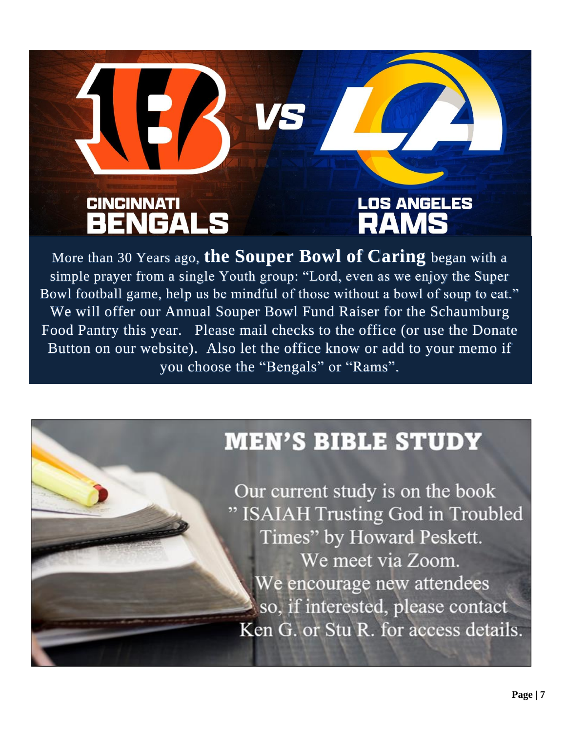CINCINNATI BENGALS VS LOS ANGELES RAMS

More than 30 Years ago, **the Souper Bowl of Caring** began with a simple prayer from a single Youth group: "Lord, even as we enjoy the Super Bowl football game, help us be mindful of those without a bowl of soup to eat." We will offer our Annual Souper Bowl Fund Raiser for the Schaumburg Food Pantry this year. Please mail checks to the office (or use the Donate Button on our website). Also let the office know or add to your memo if you choose the "Bengals" or "Rams".

## MEN'S BIBLE STUDY

Our current study is on the book " ISAIAH Trusting God in Troubled Times" by Howard Peskett.
We meet via Zoom.
We encourage new attendees so, if interested, please contact Ken G. or Stu R. for access details.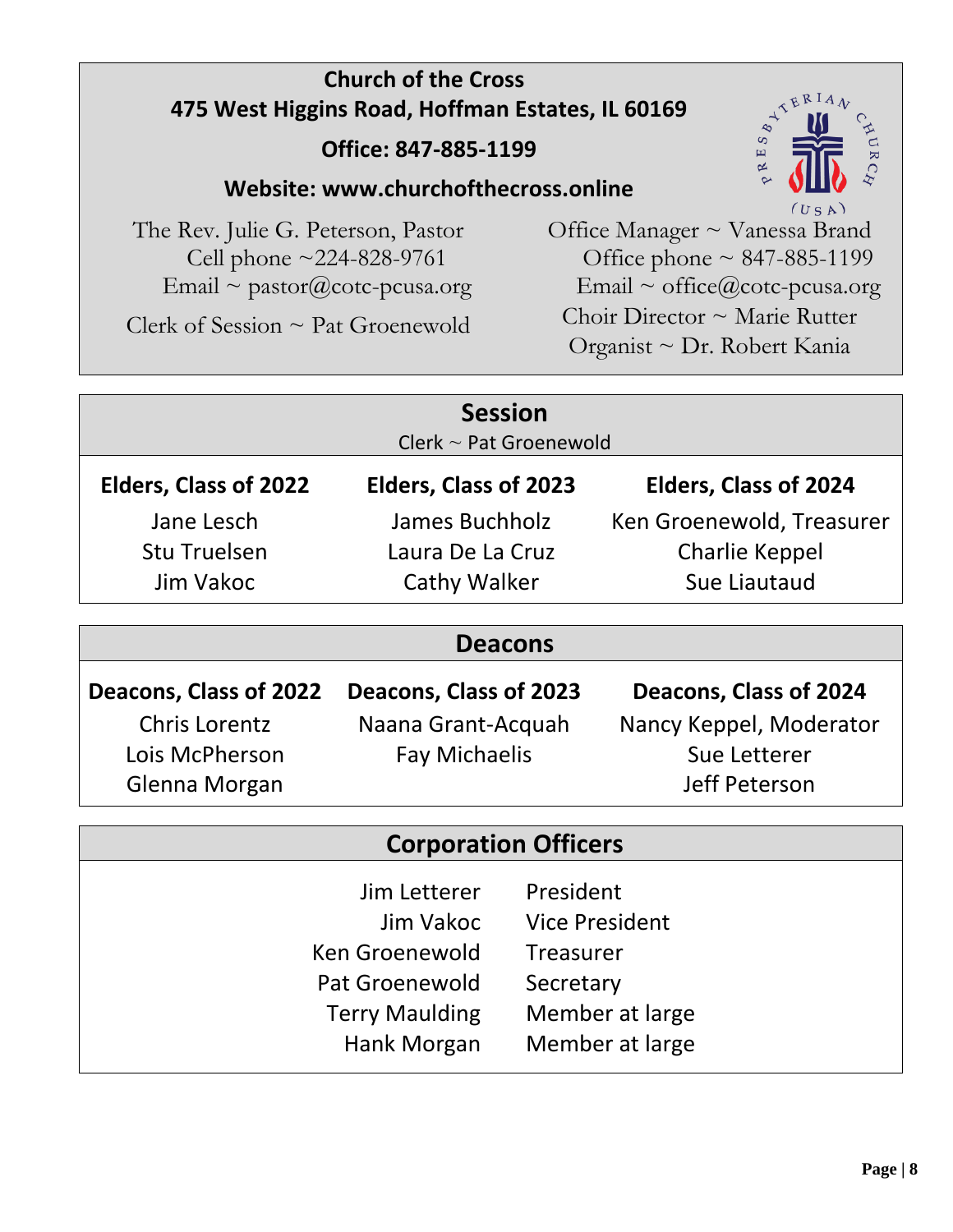**Church of the Cross**
**475 West Higgins Road, Hoffman Estates, IL 60169**

**Office: 847-885-1199**

**Website: www.churchofthecross.online**

The Rev. Julie G. Peterson, Pastor
Cell phone ~224-828-9761
Email ~ pastor@cotc-pcusa.org

Clerk of Session ~ Pat Groenewold

Office Manager ~ Vanessa Brand
Office phone ~ 847-885-1199
Email ~ office@cotc-pcusa.org
Choir Director ~ Marie Rutter
Organist ~ Dr. Robert Kania

## Session

Clerk ~ Pat Groenewold

| Elders, Class of 2022 | Elders, Class of 2023 | Elders, Class of 2024 |
|---|---|---|
| Jane Lesch | James Buchholz | Ken Groenewold, Treasurer |
| Stu Truelsen | Laura De La Cruz | Charlie Keppel |
| Jim Vakoc | Cathy Walker | Sue Liautaud |

## Deacons

| Deacons, Class of 2022 | Deacons, Class of 2023 | Deacons, Class of 2024 |
|---|---|---|
| Chris Lorentz | Naana Grant-Acquah | Nancy Keppel, Moderator |
| Lois McPherson | Fay Michaelis | Sue Letterer |
| Glenna Morgan | | Jeff Peterson |

## Corporation Officers

| | |
|---|---|
| Jim Letterer | President |
| Jim Vakoc | Vice President |
| Ken Groenewold | Treasurer |
| Pat Groenewold | Secretary |
| Terry Maulding | Member at large |
| Hank Morgan | Member at large |